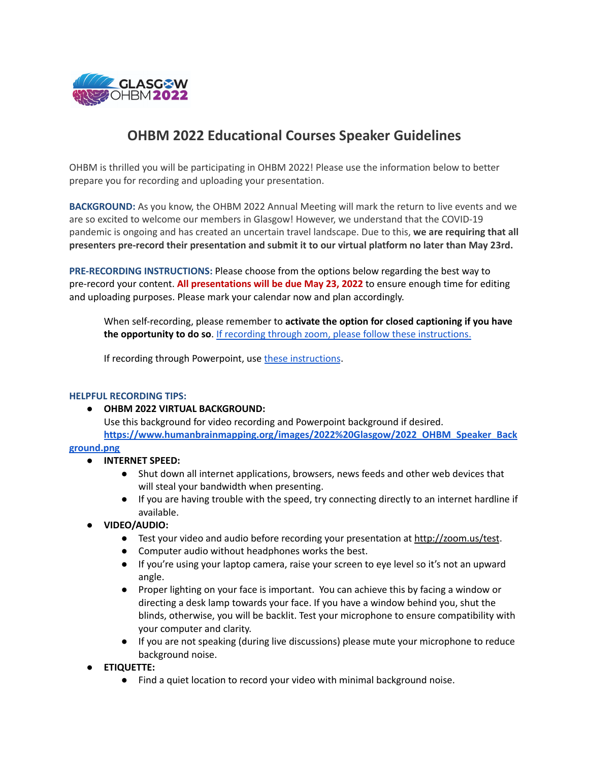# OHBM 2022 Educational Courses Speaker Guidelines

OHBM is thrilled you will be participating in OHBM 2022! Please use the information below to better prepare you for recording and uploading your presentation.

**BACKGROUND:** As you know, the OHBM 2022 Annual Meeting will mark the return to live events and we are so excited to welcome our members in Glasgow! However, we understand that the COVID-19 pandemic is ongoing and has created an uncertain travel landscape. Due to this, **we are requiring that all presenters pre-record their presentation and submit it to our virtual platform no later than May 23rd.**

**PRE-RECORDING INSTRUCTIONS:** Please choose from the options below regarding the best way to pre-record your content. **All presentations will be due May 23, 2022** to ensure enough time for editing and uploading purposes. Please mark your calendar now and plan accordingly.

> When self-recording, please remember to **activate the option for closed captioning if you have the opportunity to do so**. If recording through zoom, please follow these instructions.
>
> If recording through Powerpoint, use these instructions.

**HELPFUL RECORDING TIPS:**

- **OHBM 2022 VIRTUAL BACKGROUND:**
  Use this background for video recording and Powerpoint background if desired.
  **https://www.humanbrainmapping.org/images/2022%20Glasgow/2022_OHBM_Speaker_Background.png**
- **INTERNET SPEED:**
  - Shut down all internet applications, browsers, news feeds and other web devices that will steal your bandwidth when presenting.
  - If you are having trouble with the speed, try connecting directly to an internet hardline if available.
- **VIDEO/AUDIO:**
  - Test your video and audio before recording your presentation at http://zoom.us/test.
  - Computer audio without headphones works the best.
  - If you're using your laptop camera, raise your screen to eye level so it's not an upward angle.
  - Proper lighting on your face is important. You can achieve this by facing a window or directing a desk lamp towards your face. If you have a window behind you, shut the blinds, otherwise, you will be backlit. Test your microphone to ensure compatibility with your computer and clarity.
  - If you are not speaking (during live discussions) please mute your microphone to reduce background noise.
- **ETIQUETTE:**
  - Find a quiet location to record your video with minimal background noise.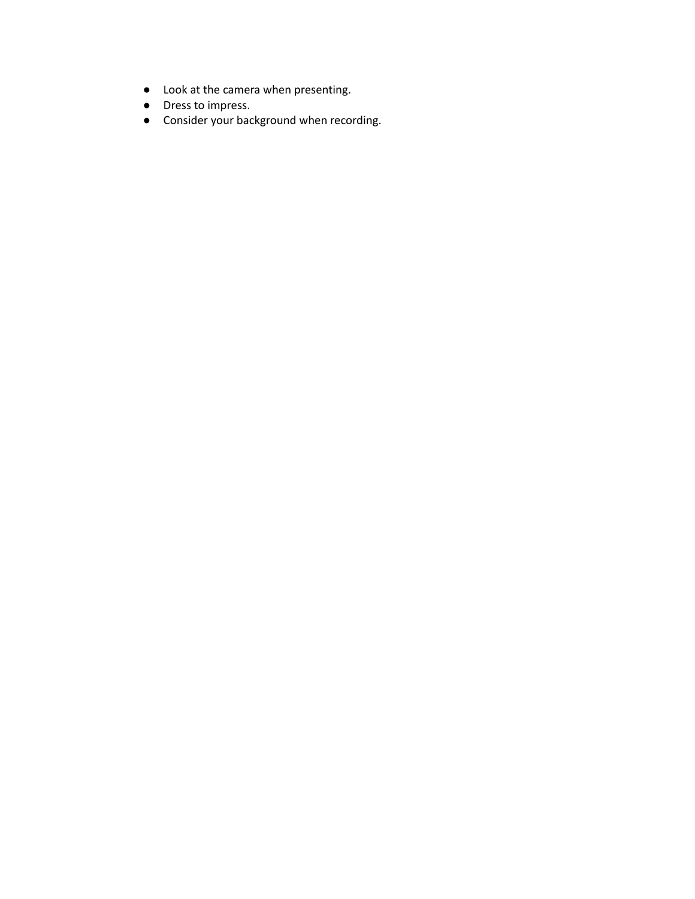- Look at the camera when presenting.
- Dress to impress.
- Consider your background when recording.